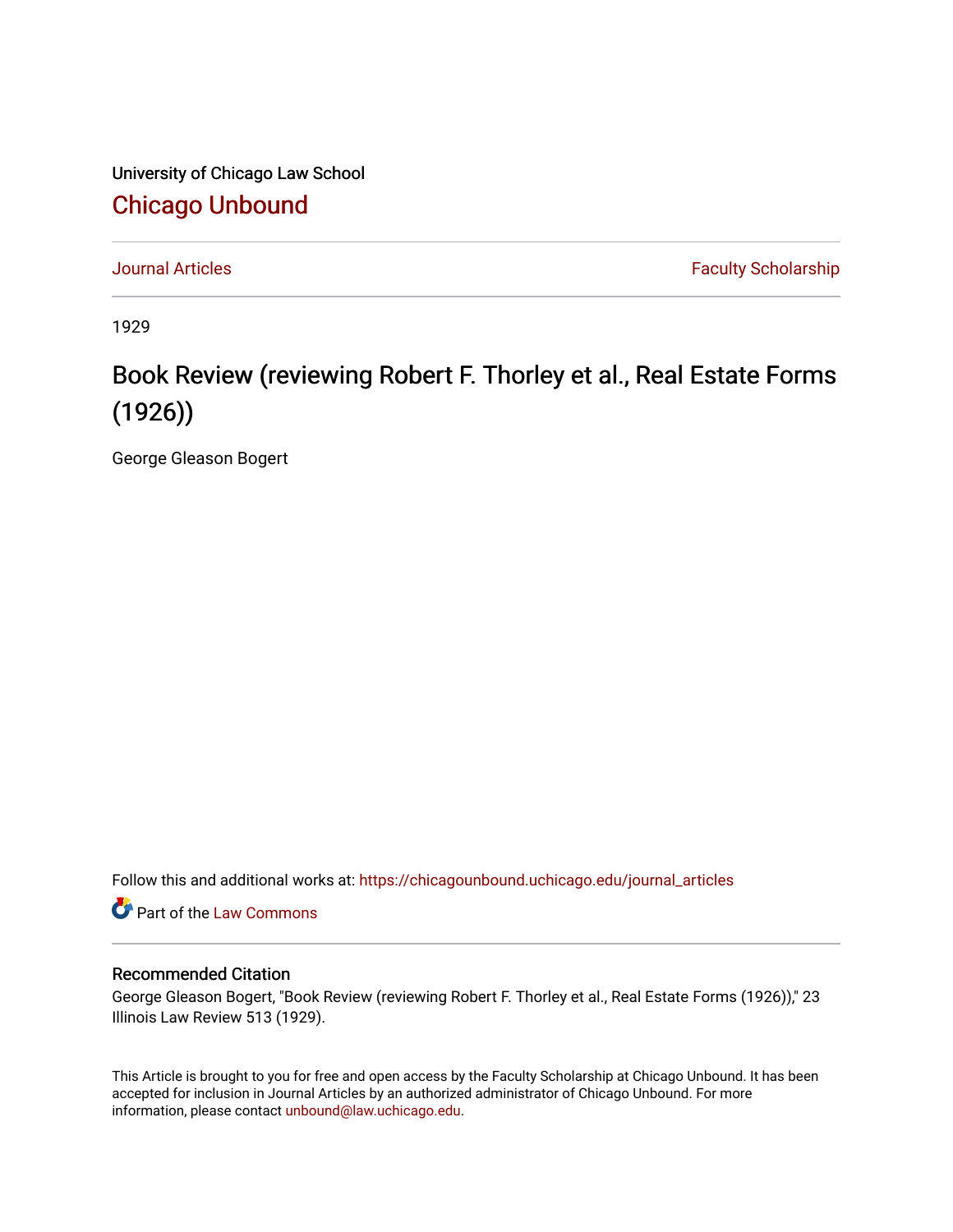University of Chicago Law School

## Chicago Unbound

Journal Articles | Faculty Scholarship

1929

# Book Review (reviewing Robert F. Thorley et al., Real Estate Forms (1926))

George Gleason Bogert

Follow this and additional works at: https://chicagounbound.uchicago.edu/journal_articles

Part of the Law Commons

### Recommended Citation

George Gleason Bogert, "Book Review (reviewing Robert F. Thorley et al., Real Estate Forms (1926))," 23 Illinois Law Review 513 (1929).

This Article is brought to you for free and open access by the Faculty Scholarship at Chicago Unbound. It has been accepted for inclusion in Journal Articles by an authorized administrator of Chicago Unbound. For more information, please contact unbound@law.uchicago.edu.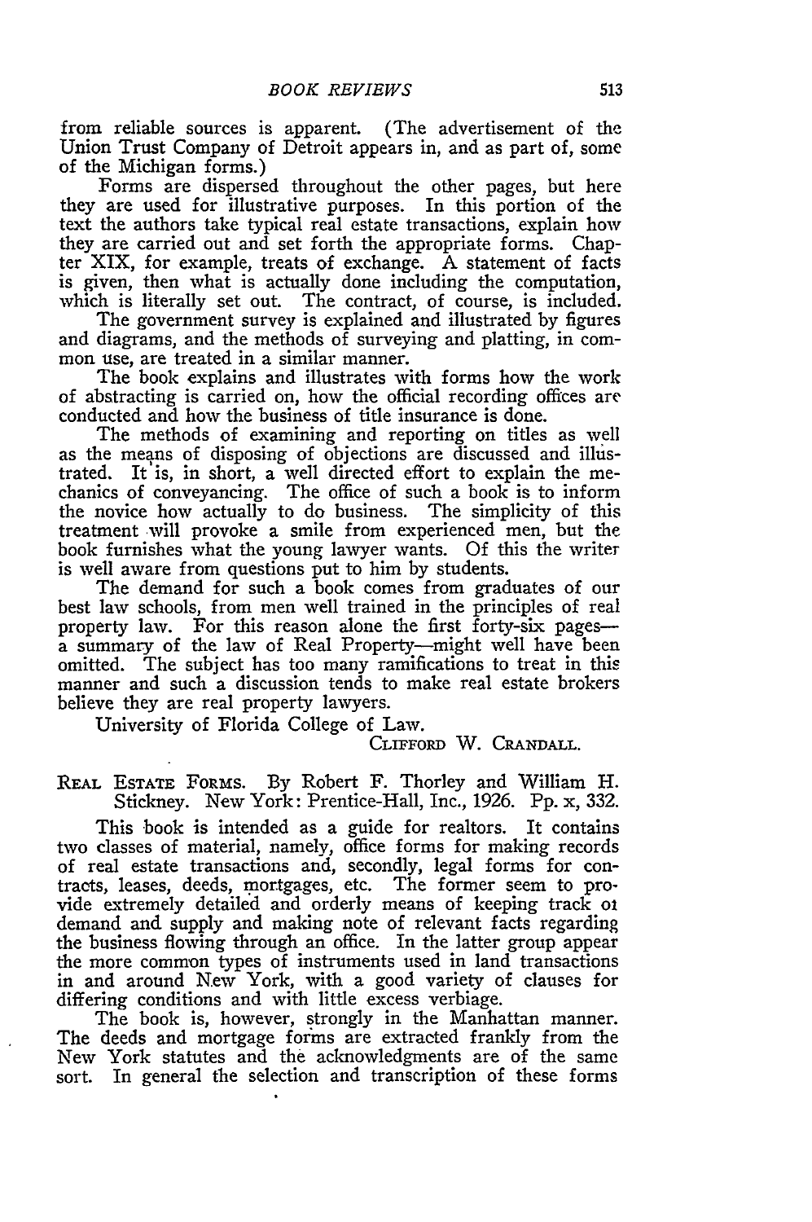from reliable sources is apparent. (The advertisement of the Union Trust Company of Detroit appears in, and as part of, some of the Michigan forms.)

Forms are dispersed throughout the other pages, but here they are used for illustrative purposes. In this portion of the text the authors take typical real estate transactions, explain how they are carried out and set forth the appropriate forms. Chapter XIX, for example, treats of exchange. A statement of facts is given, then what is actually done including the computation, which is literally set out. The contract, of course, is included.

The government survey is explained and illustrated by figures and diagrams, and the methods of surveying and platting, in common use, are treated in a similar manner.

The book explains and illustrates with forms how the work of abstracting is carried on, how the official recording offices are conducted and how the business of title insurance is done.

The methods of examining and reporting on titles as well as the means of disposing of objections are discussed and illustrated. It is, in short, a well directed effort to explain the mechanics of conveyancing. The office of such a book is to inform the novice how actually to do business. The simplicity of this treatment will provoke a smile from experienced men, but the book furnishes what the young lawyer wants. Of this the writer is well aware from questions put to him by students.

The demand for such a book comes from graduates of our best law schools, from men well trained in the principles of real property law. For this reason alone the first forty-six pages—a summary of the law of Real Property—might well have been omitted. The subject has too many ramifications to treat in this manner and such a discussion tends to make real estate brokers believe they are real property lawyers.

University of Florida College of Law.

CLIFFORD W. CRANDALL.

REAL ESTATE FORMS. By Robert F. Thorley and William H. Stickney. New York: Prentice-Hall, Inc., 1926. Pp. x, 332.

This book is intended as a guide for realtors. It contains two classes of material, namely, office forms for making records of real estate transactions and, secondly, legal forms for contracts, leases, deeds, mortgages, etc. The former seem to provide extremely detailed and orderly means of keeping track of demand and supply and making note of relevant facts regarding the business flowing through an office. In the latter group appear the more common types of instruments used in land transactions in and around New York, with a good variety of clauses for differing conditions and with little excess verbiage.

The book is, however, strongly in the Manhattan manner. The deeds and mortgage forms are extracted frankly from the New York statutes and the acknowledgments are of the same sort. In general the selection and transcription of these forms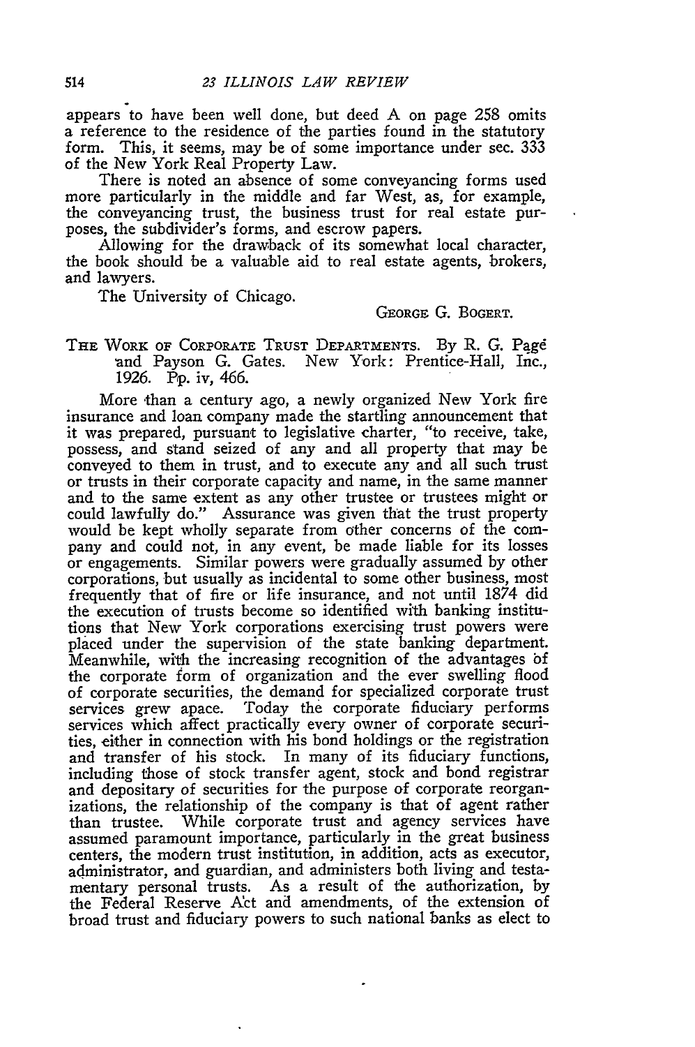appears to have been well done, but deed A on page 258 omits a reference to the residence of the parties found in the statutory form. This, it seems, may be of some importance under sec. 333 of the New York Real Property Law.

There is noted an absence of some conveyancing forms used more particularly in the middle and far West, as, for example, the conveyancing trust, the business trust for real estate purposes, the subdivider's forms, and escrow papers.

Allowing for the drawback of its somewhat local character, the book should be a valuable aid to real estate agents, brokers, and lawyers.

The University of Chicago.

GEORGE G. BOGERT.

THE WORK OF CORPORATE TRUST DEPARTMENTS. By R. G. Pagé and Payson G. Gates. New York: Prentice-Hall, Inc., 1926. Pp. iv, 466.

More than a century ago, a newly organized New York fire insurance and loan company made the startling announcement that it was prepared, pursuant to legislative charter, "to receive, take, possess, and stand seized of any and all property that may be conveyed to them in trust, and to execute any and all such trust or trusts in their corporate capacity and name, in the same manner and to the same extent as any other trustee or trustees might or could lawfully do." Assurance was given that the trust property would be kept wholly separate from other concerns of the company and could not, in any event, be made liable for its losses or engagements. Similar powers were gradually assumed by other corporations, but usually as incidental to some other business, most frequently that of fire or life insurance, and not until 1874 did the execution of trusts become so identified with banking institutions that New York corporations exercising trust powers were placed under the supervision of the state banking department. Meanwhile, with the increasing recognition of the advantages of the corporate form of organization and the ever swelling flood of corporate securities, the demand for specialized corporate trust services grew apace. Today the corporate fiduciary performs services which affect practically every owner of corporate securities, either in connection with his bond holdings or the registration and transfer of his stock. In many of its fiduciary functions, including those of stock transfer agent, stock and bond registrar and depositary of securities for the purpose of corporate reorganizations, the relationship of the company is that of agent rather than trustee. While corporate trust and agency services have assumed paramount importance, particularly in the great business centers, the modern trust institution, in addition, acts as executor, administrator, and guardian, and administers both living and testamentary personal trusts. As a result of the authorization, by the Federal Reserve Act and amendments, of the extension of broad trust and fiduciary powers to such national banks as elect to